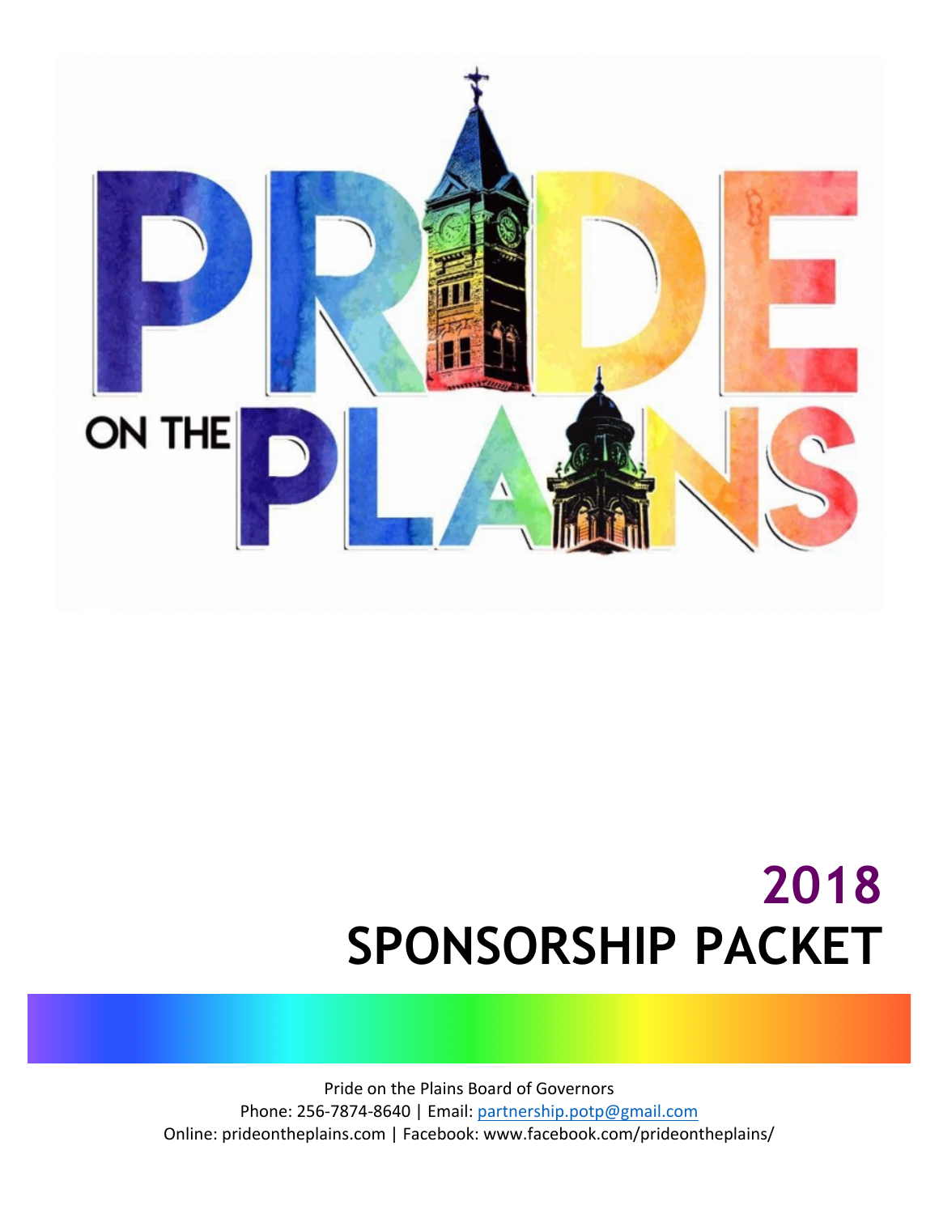# PRIDE ON THE PLAINS

# 2018
# SPONSORSHIP PACKET

Pride on the Plains Board of Governors
Phone: 256-7874-8640 | Email: partnership.potp@gmail.com
Online: prideontheplains.com | Facebook: www.facebook.com/prideontheplains/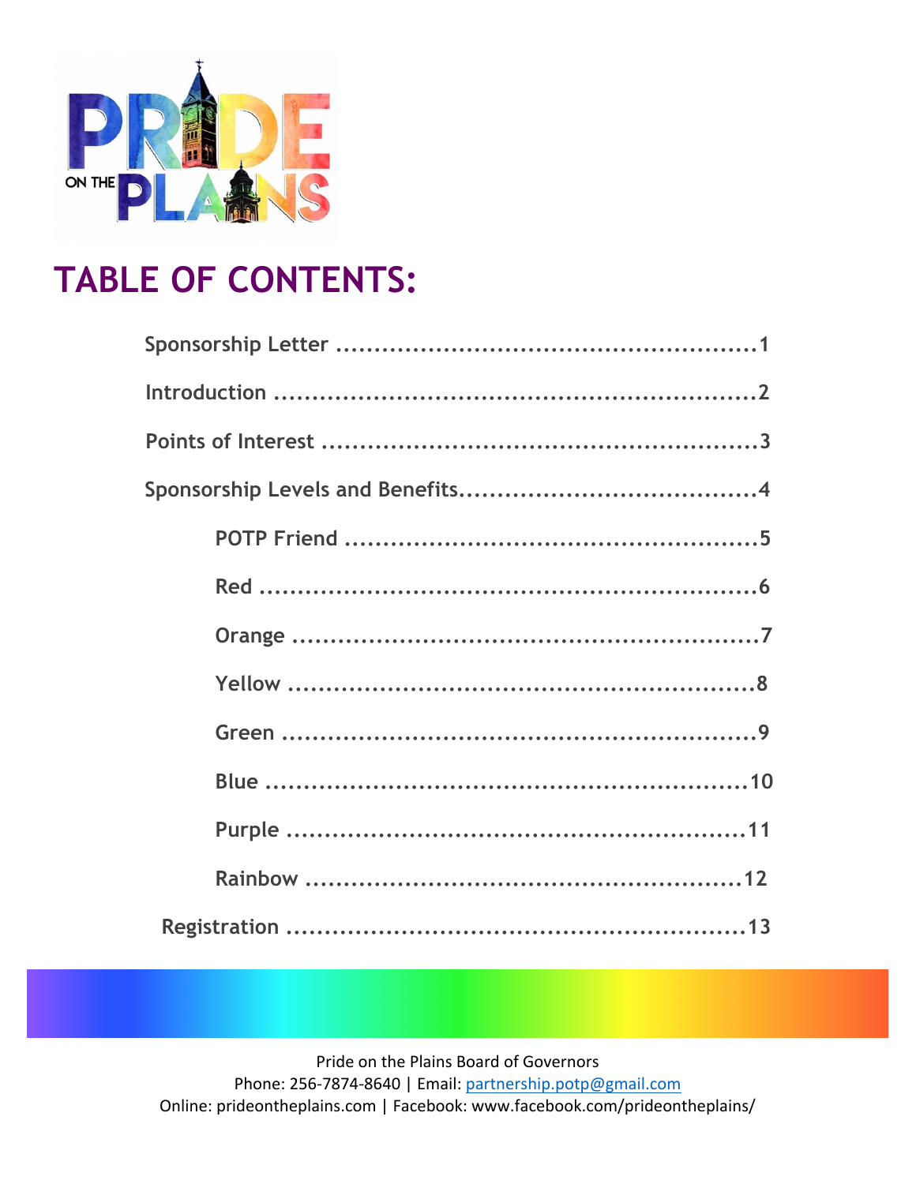# TABLE OF CONTENTS:

- Sponsorship Letter ........................................................1
- Introduction ........................................................2
- Points of Interest ........................................................3
- Sponsorship Levels and Benefits........................................................4
  - POTP Friend ........................................................5
  - Red ........................................................6
  - Orange ........................................................7
  - Yellow ........................................................8
  - Green ........................................................9
  - Blue ........................................................10
  - Purple ........................................................11
  - Rainbow ........................................................12
- Registration ........................................................13

Pride on the Plains Board of Governors
Phone: 256-7874-8640 | Email: partnership.potp@gmail.com
Online: prideontheplains.com | Facebook: www.facebook.com/prideontheplains/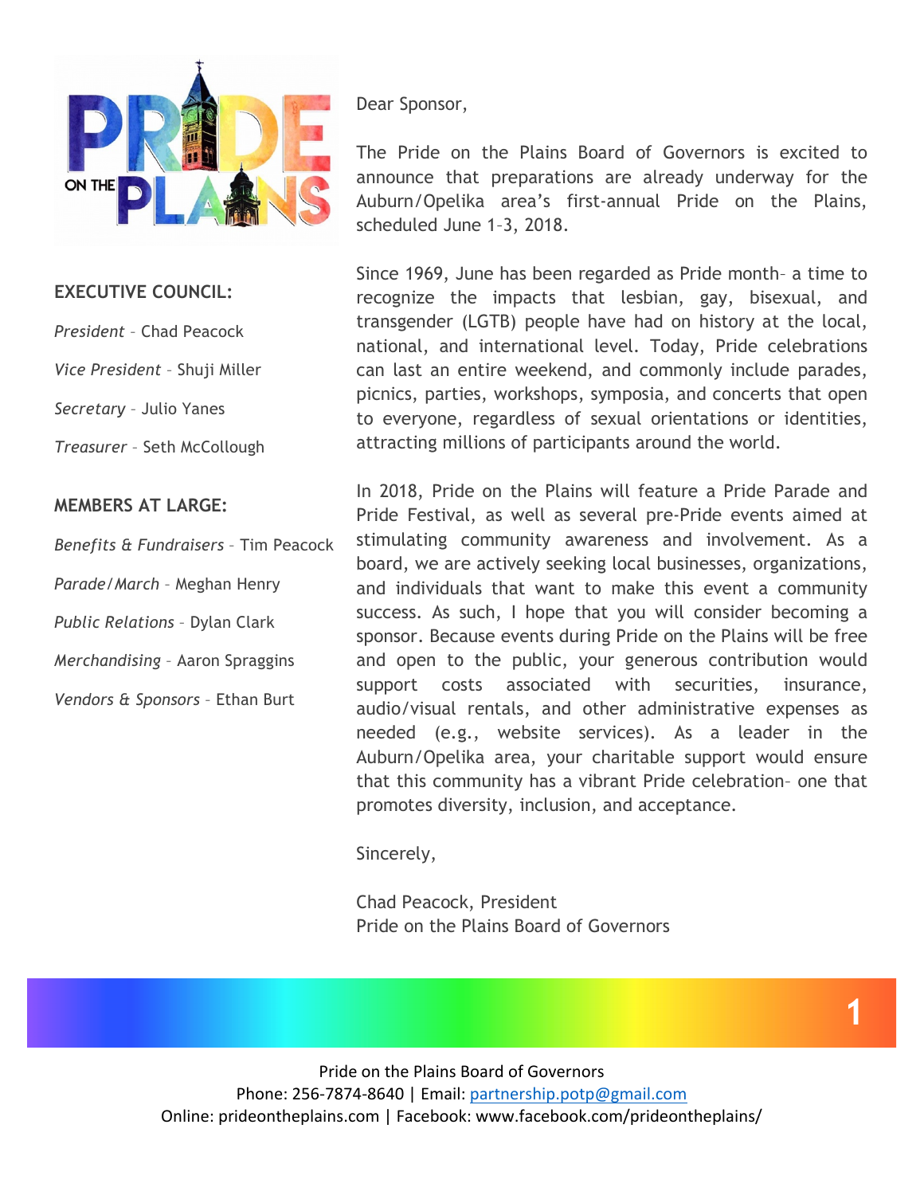## EXECUTIVE COUNCIL:

*President* – Chad Peacock

*Vice President* – Shuji Miller

*Secretary* – Julio Yanes

*Treasurer* – Seth McCollough

## MEMBERS AT LARGE:

*Benefits & Fundraisers* – Tim Peacock

*Parade/March* – Meghan Henry

*Public Relations* – Dylan Clark

*Merchandising* – Aaron Spraggins

*Vendors & Sponsors* – Ethan Burt

Dear Sponsor,

The Pride on the Plains Board of Governors is excited to announce that preparations are already underway for the Auburn/Opelika area's first-annual Pride on the Plains, scheduled June 1–3, 2018.

Since 1969, June has been regarded as Pride month– a time to recognize the impacts that lesbian, gay, bisexual, and transgender (LGTB) people have had on history at the local, national, and international level. Today, Pride celebrations can last an entire weekend, and commonly include parades, picnics, parties, workshops, symposia, and concerts that open to everyone, regardless of sexual orientations or identities, attracting millions of participants around the world.

In 2018, Pride on the Plains will feature a Pride Parade and Pride Festival, as well as several pre-Pride events aimed at stimulating community awareness and involvement. As a board, we are actively seeking local businesses, organizations, and individuals that want to make this event a community success. As such, I hope that you will consider becoming a sponsor. Because events during Pride on the Plains will be free and open to the public, your generous contribution would support costs associated with securities, insurance, audio/visual rentals, and other administrative expenses as needed (e.g., website services). As a leader in the Auburn/Opelika area, your charitable support would ensure that this community has a vibrant Pride celebration– one that promotes diversity, inclusion, and acceptance.

Sincerely,

Chad Peacock, President
Pride on the Plains Board of Governors

Pride on the Plains Board of Governors
Phone: 256-7874-8640 | Email: partnership.potp@gmail.com
Online: prideontheplains.com | Facebook: www.facebook.com/prideontheplains/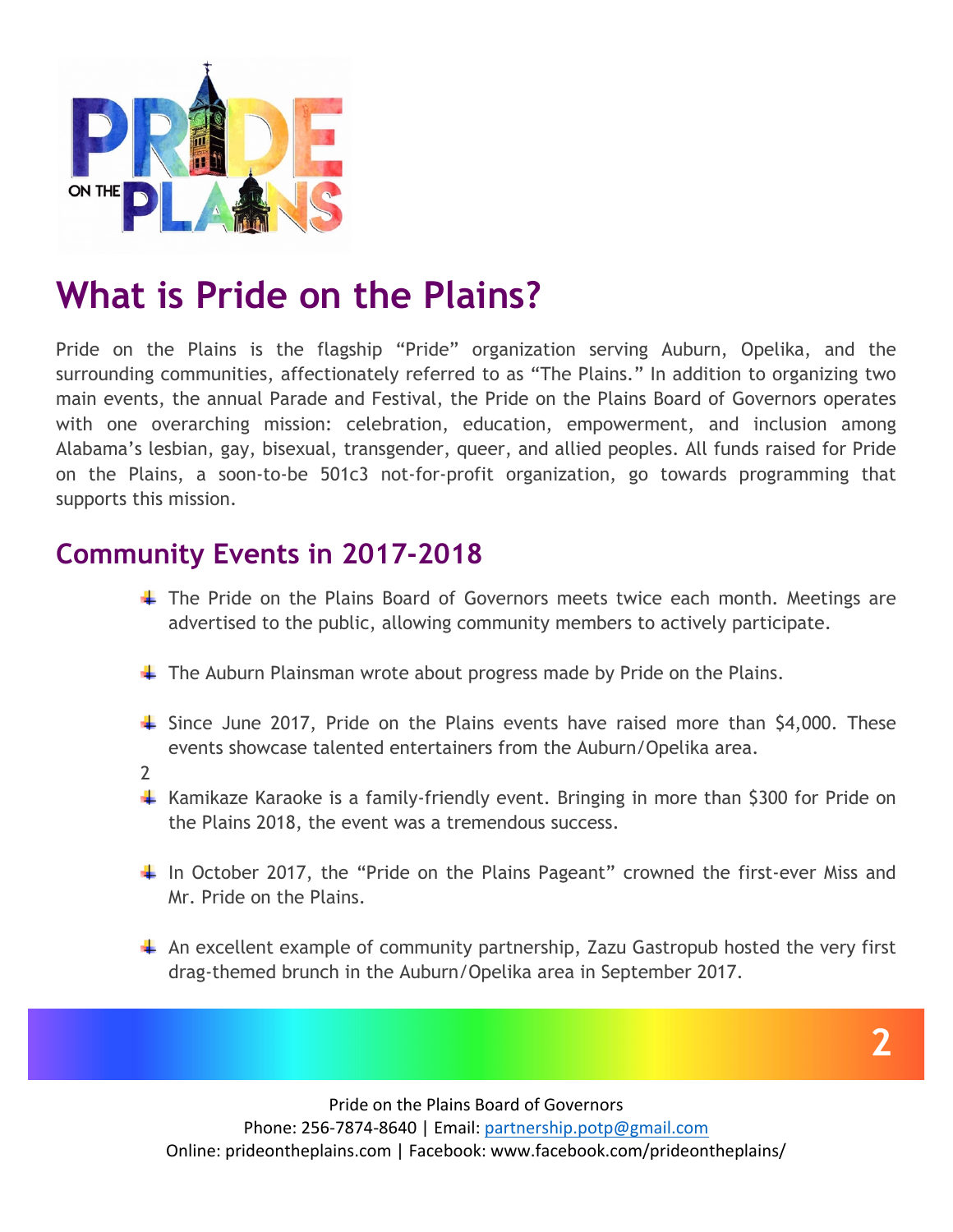# What is Pride on the Plains?

Pride on the Plains is the flagship "Pride" organization serving Auburn, Opelika, and the surrounding communities, affectionately referred to as "The Plains." In addition to organizing two main events, the annual Parade and Festival, the Pride on the Plains Board of Governors operates with one overarching mission: celebration, education, empowerment, and inclusion among Alabama's lesbian, gay, bisexual, transgender, queer, and allied peoples. All funds raised for Pride on the Plains, a soon-to-be 501c3 not-for-profit organization, go towards programming that supports this mission.

## Community Events in 2017-2018

- The Pride on the Plains Board of Governors meets twice each month. Meetings are advertised to the public, allowing community members to actively participate.
- The Auburn Plainsman wrote about progress made by Pride on the Plains.
- Since June 2017, Pride on the Plains events have raised more than $4,000. These events showcase talented entertainers from the Auburn/Opelika area.

2

- Kamikaze Karaoke is a family-friendly event. Bringing in more than $300 for Pride on the Plains 2018, the event was a tremendous success.
- In October 2017, the "Pride on the Plains Pageant" crowned the first-ever Miss and Mr. Pride on the Plains.
- An excellent example of community partnership, Zazu Gastropub hosted the very first drag-themed brunch in the Auburn/Opelika area in September 2017.

Pride on the Plains Board of Governors
Phone: 256-7874-8640 | Email: partnership.potp@gmail.com
Online: prideontheplains.com | Facebook: www.facebook.com/prideontheplains/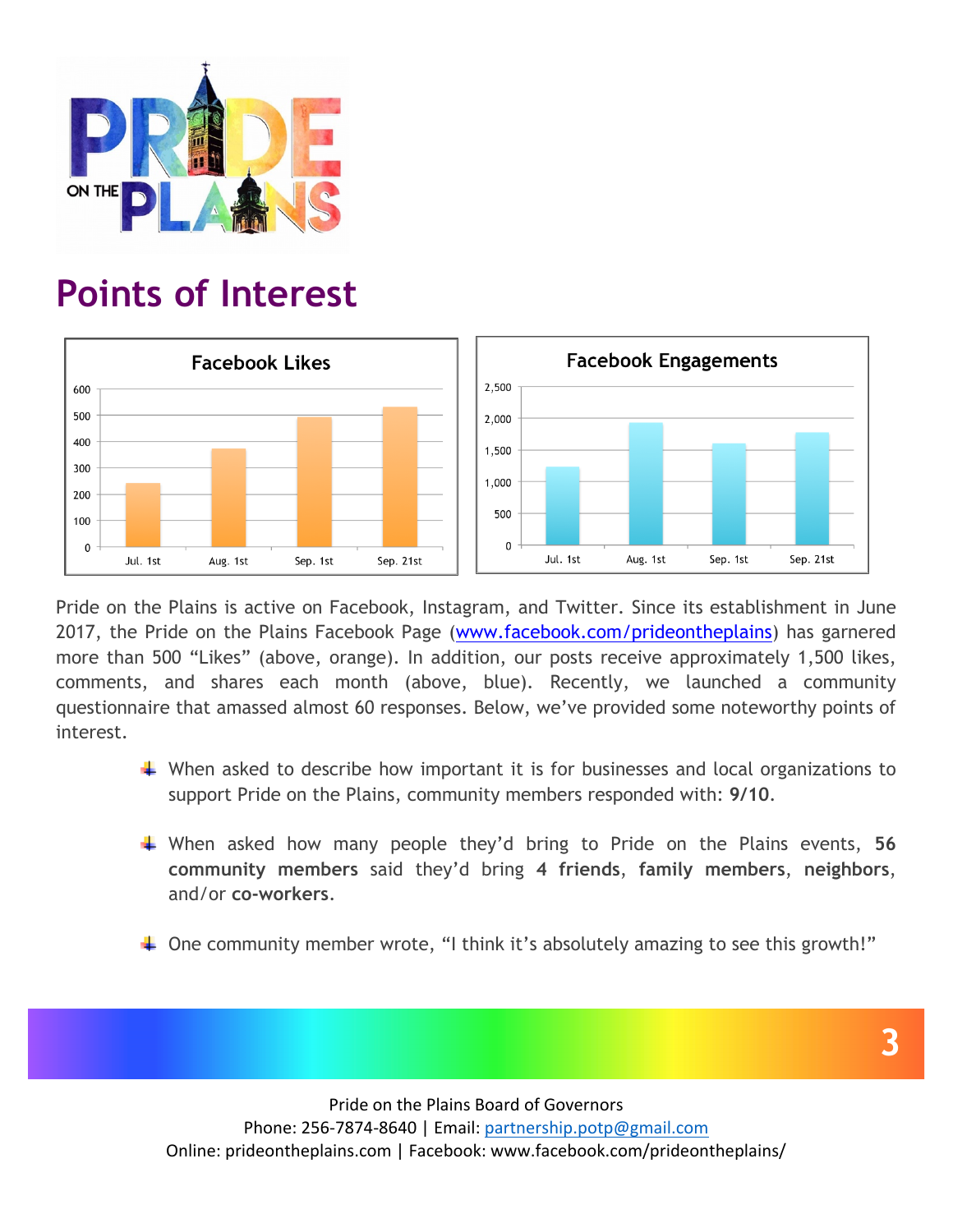# Points of Interest

**Facebook Likes**

| | Jul. 1st | Aug. 1st | Sep. 1st | Sep. 21st |
|---|---|---|---|---|

**Facebook Engagements**

| | Jul. 1st | Aug. 1st | Sep. 1st | Sep. 21st |
|---|---|---|---|---|

Pride on the Plains is active on Facebook, Instagram, and Twitter. Since its establishment in June 2017, the Pride on the Plains Facebook Page ([www.facebook.com/prideontheplains](www.facebook.com/prideontheplains)) has garnered more than 500 "Likes" (above, orange). In addition, our posts receive approximately 1,500 likes, comments, and shares each month (above, blue). Recently, we launched a community questionnaire that amassed almost 60 responses. Below, we've provided some noteworthy points of interest.

- When asked to describe how important it is for businesses and local organizations to support Pride on the Plains, community members responded with: **9/10**.
- When asked how many people they'd bring to Pride on the Plains events, **56 community members** said they'd bring **4 friends**, **family members**, **neighbors**, and/or **co-workers**.
- One community member wrote, "I think it's absolutely amazing to see this growth!"

Pride on the Plains Board of Governors
Phone: 256-7874-8640 | Email: [partnership.potp@gmail.com](mailto:partnership.potp@gmail.com)
Online: prideontheplains.com | Facebook: www.facebook.com/prideontheplains/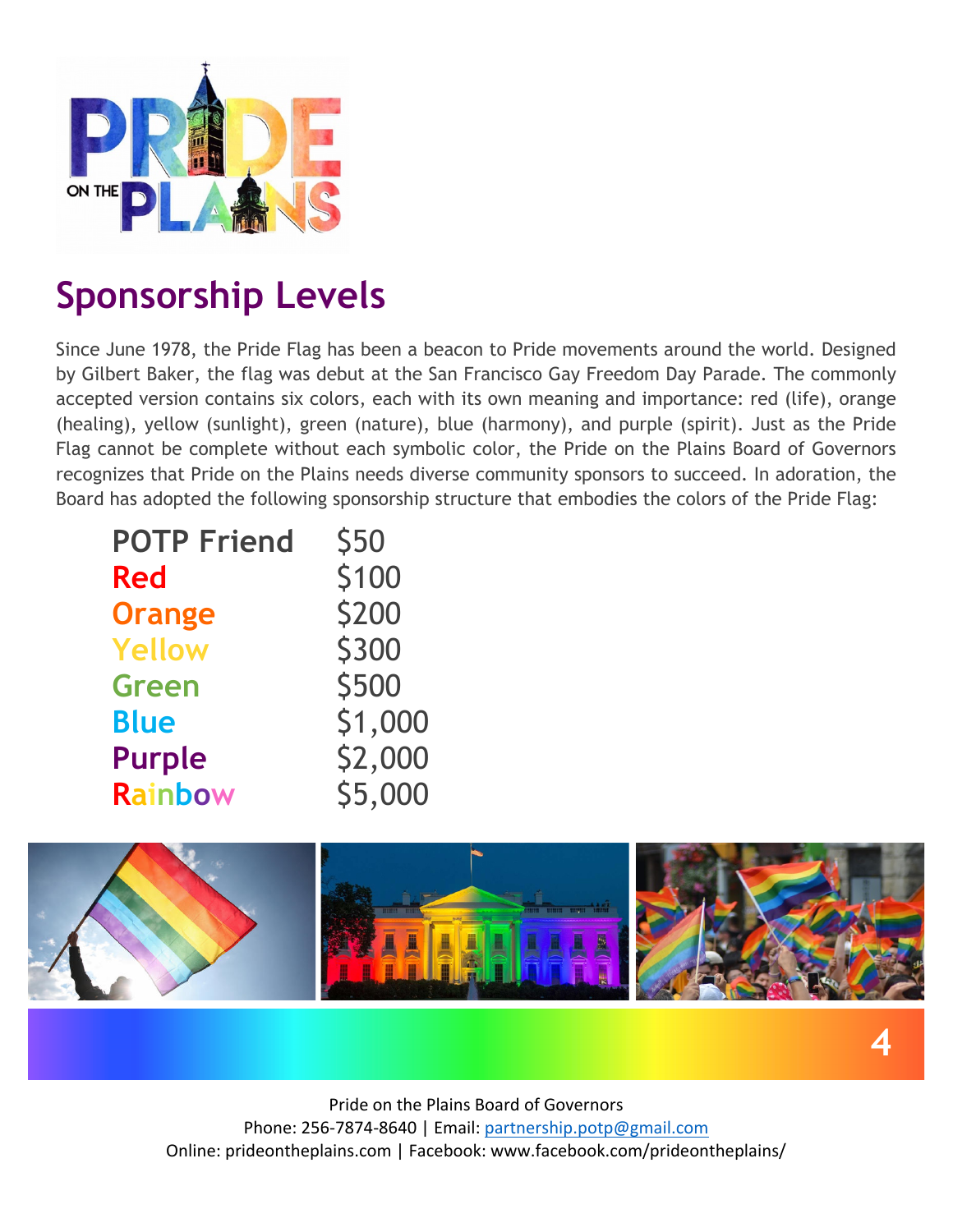## Sponsorship Levels

Since June 1978, the Pride Flag has been a beacon to Pride movements around the world. Designed by Gilbert Baker, the flag was debut at the San Francisco Gay Freedom Day Parade. The commonly accepted version contains six colors, each with its own meaning and importance: red (life), orange (healing), yellow (sunlight), green (nature), blue (harmony), and purple (spirit). Just as the Pride Flag cannot be complete without each symbolic color, the Pride on the Plains Board of Governors recognizes that Pride on the Plains needs diverse community sponsors to succeed. In adoration, the Board has adopted the following sponsorship structure that embodies the colors of the Pride Flag:

| Level | Amount |
|---|---|
| **POTP Friend** | $50 |
| **Red** | $100 |
| **Orange** | $200 |
| **Yellow** | $300 |
| **Green** | $500 |
| **Blue** | $1,000 |
| **Purple** | $2,000 |
| **Rainbow** | $5,000 |

Pride on the Plains Board of Governors
Phone: 256-7874-8640 | Email: partnership.potp@gmail.com
Online: prideontheplains.com | Facebook: www.facebook.com/prideontheplains/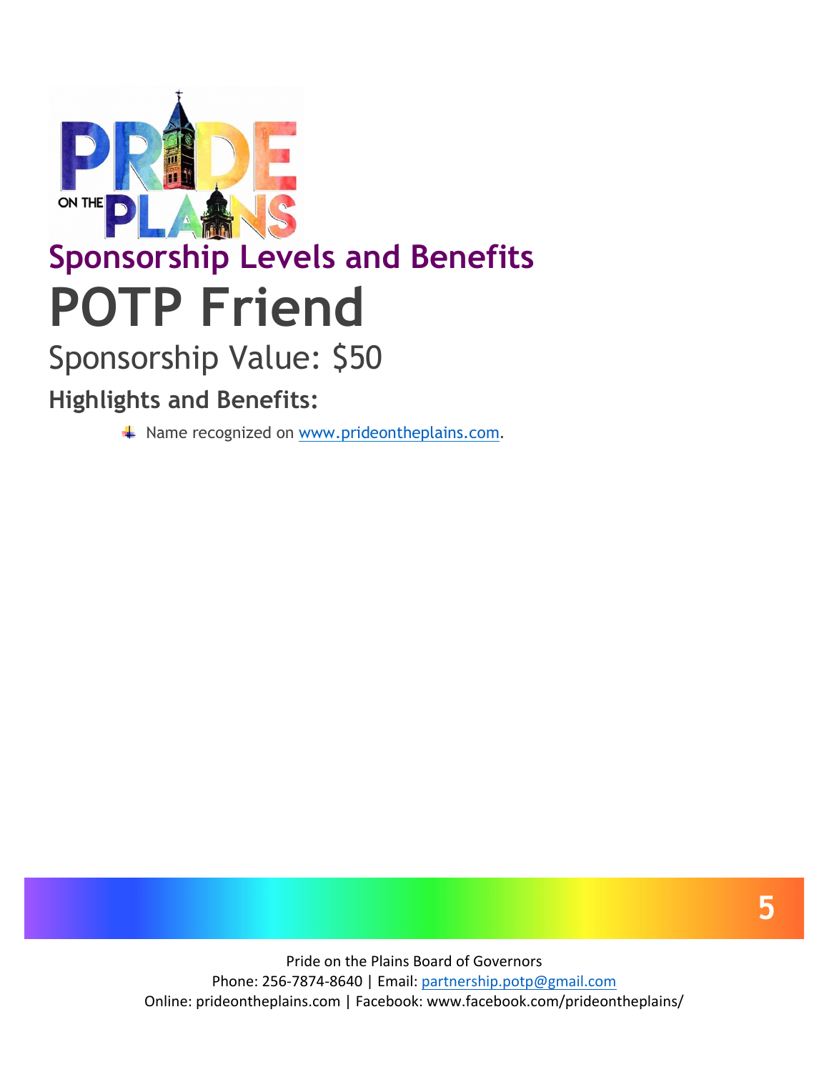## Sponsorship Levels and Benefits

# POTP Friend

Sponsorship Value: $50

### Highlights and Benefits:

- Name recognized on www.prideontheplains.com.

Pride on the Plains Board of Governors
Phone: 256-7874-8640 | Email: partnership.potp@gmail.com
Online: prideontheplains.com | Facebook: www.facebook.com/prideontheplains/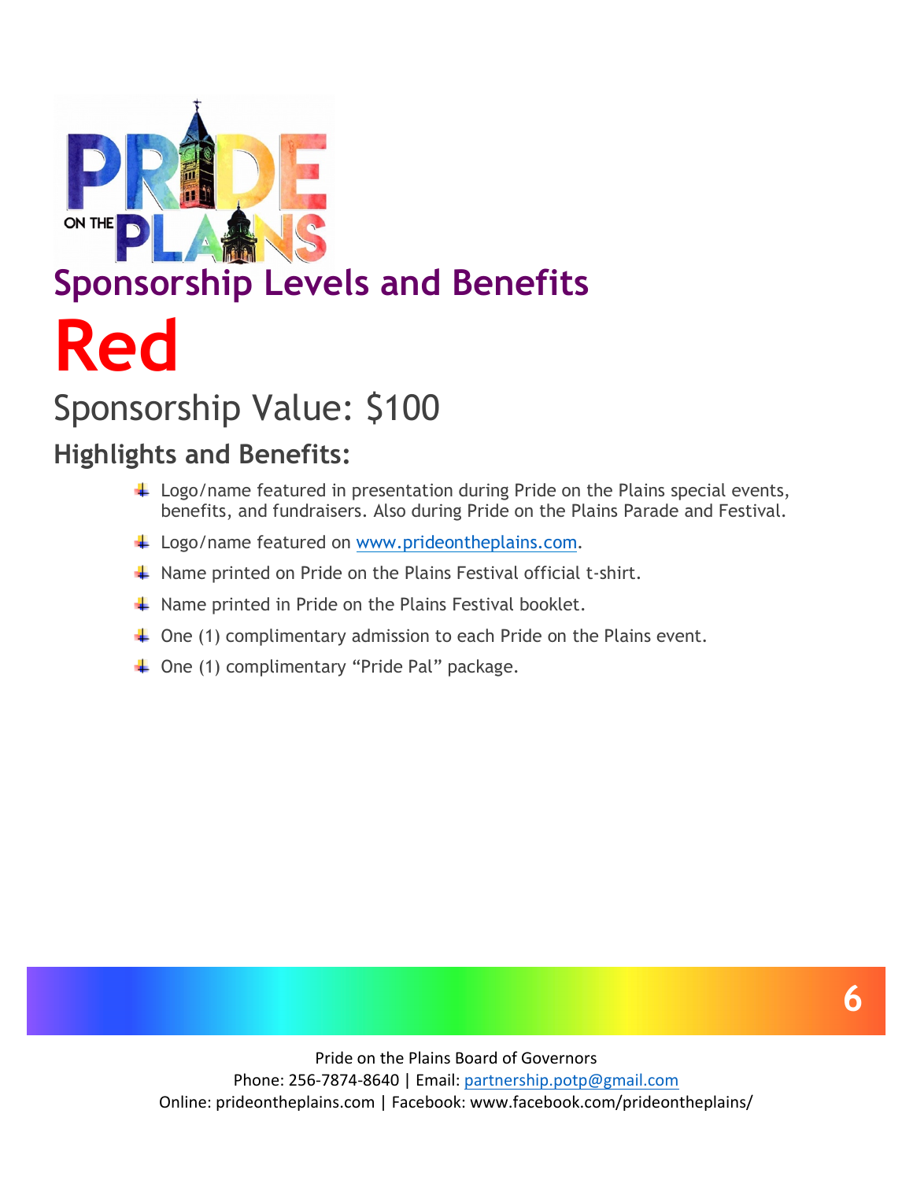## Sponsorship Levels and Benefits

# Red

Sponsorship Value: $100

### Highlights and Benefits:

- Logo/name featured in presentation during Pride on the Plains special events, benefits, and fundraisers. Also during Pride on the Plains Parade and Festival.
- Logo/name featured on www.prideontheplains.com.
- Name printed on Pride on the Plains Festival official t-shirt.
- Name printed in Pride on the Plains Festival booklet.
- One (1) complimentary admission to each Pride on the Plains event.
- One (1) complimentary "Pride Pal" package.

Pride on the Plains Board of Governors
Phone: 256-7874-8640 | Email: partnership.potp@gmail.com
Online: prideontheplains.com | Facebook: www.facebook.com/prideontheplains/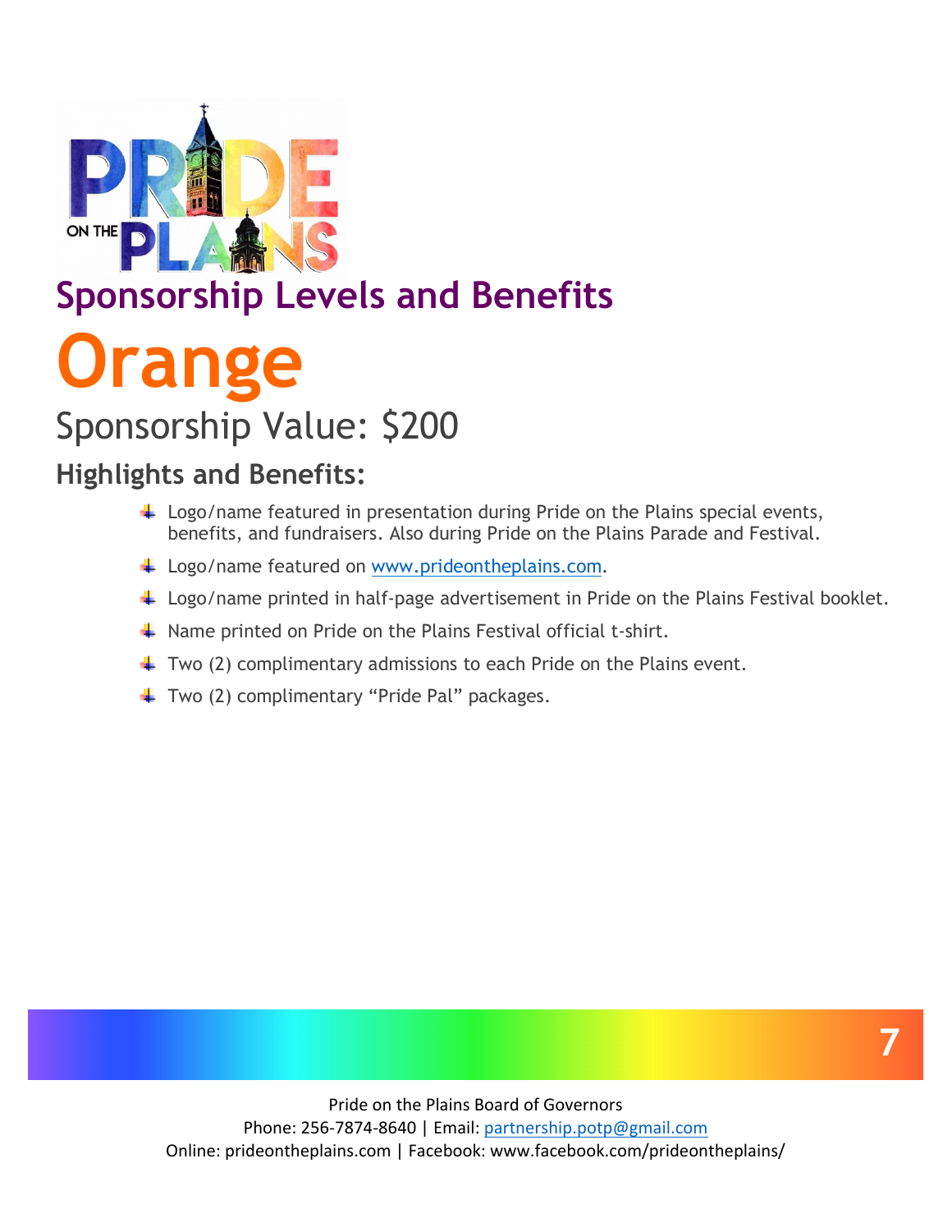## Sponsorship Levels and Benefits

# Orange

Sponsorship Value: $200

### Highlights and Benefits:

- Logo/name featured in presentation during Pride on the Plains special events, benefits, and fundraisers. Also during Pride on the Plains Parade and Festival.
- Logo/name featured on www.prideontheplains.com.
- Logo/name printed in half-page advertisement in Pride on the Plains Festival booklet.
- Name printed on Pride on the Plains Festival official t-shirt.
- Two (2) complimentary admissions to each Pride on the Plains event.
- Two (2) complimentary "Pride Pal" packages.

Pride on the Plains Board of Governors
Phone: 256-7874-8640 | Email: partnership.potp@gmail.com
Online: prideontheplains.com | Facebook: www.facebook.com/prideontheplains/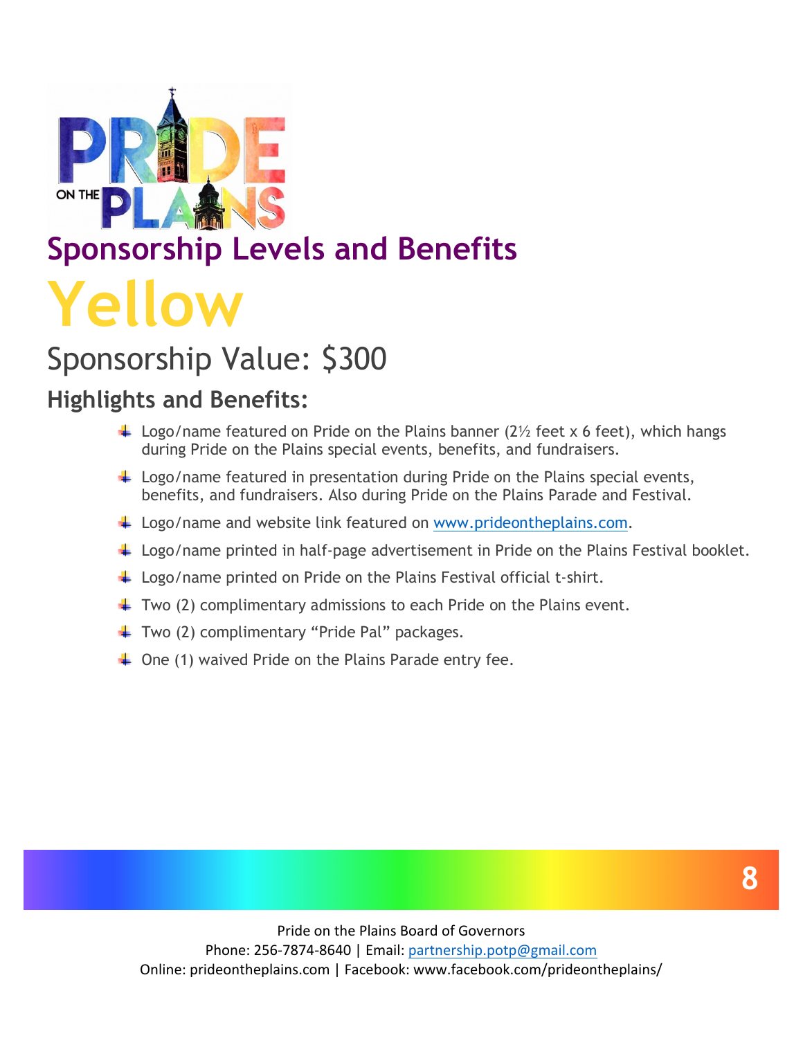## Sponsorship Levels and Benefits

# Yellow

Sponsorship Value: $300

### Highlights and Benefits:

- Logo/name featured on Pride on the Plains banner (2½ feet x 6 feet), which hangs during Pride on the Plains special events, benefits, and fundraisers.
- Logo/name featured in presentation during Pride on the Plains special events, benefits, and fundraisers. Also during Pride on the Plains Parade and Festival.
- Logo/name and website link featured on www.prideontheplains.com.
- Logo/name printed in half-page advertisement in Pride on the Plains Festival booklet.
- Logo/name printed on Pride on the Plains Festival official t-shirt.
- Two (2) complimentary admissions to each Pride on the Plains event.
- Two (2) complimentary "Pride Pal" packages.
- One (1) waived Pride on the Plains Parade entry fee.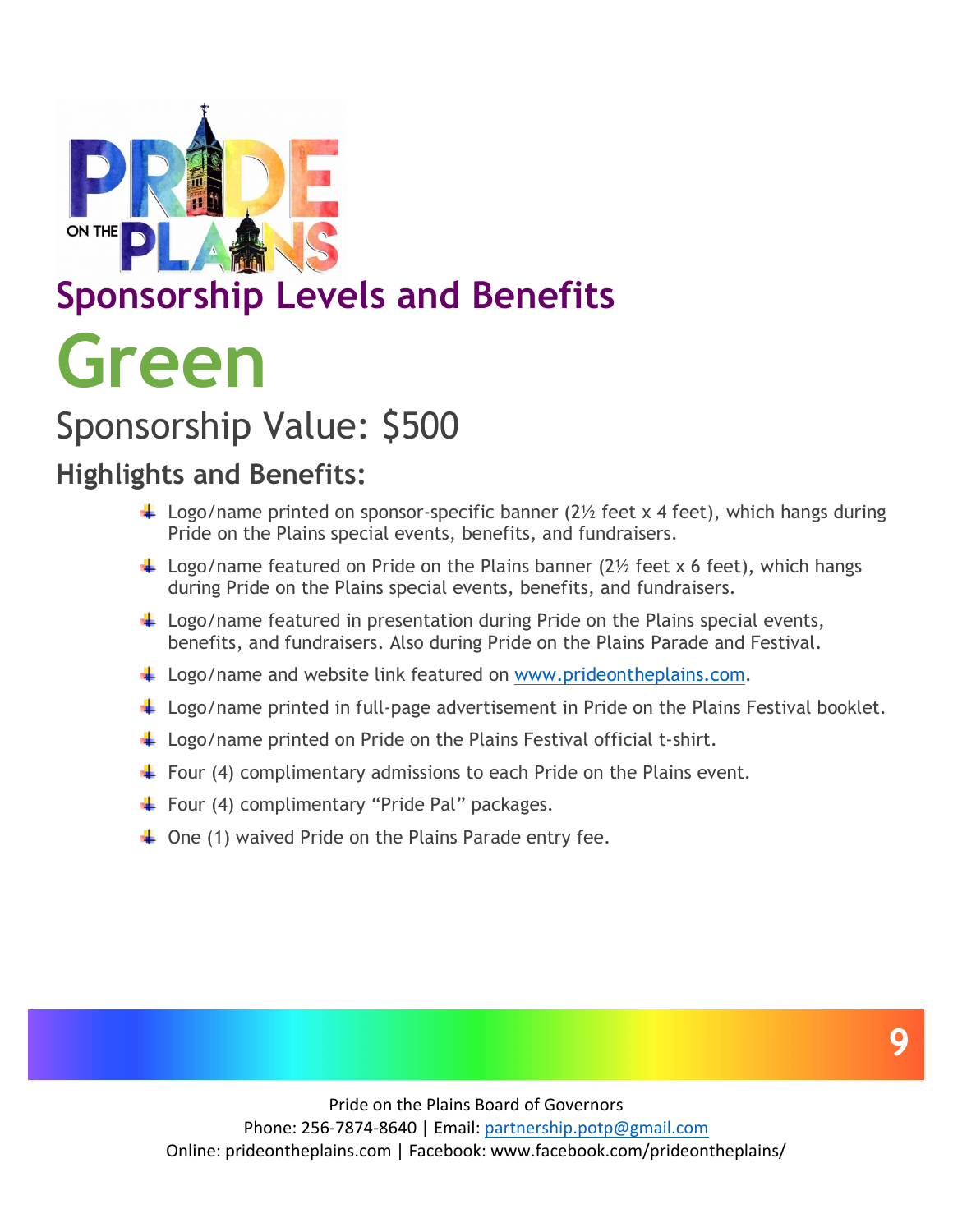## Sponsorship Levels and Benefits

# Green

### Sponsorship Value: $500

### Highlights and Benefits:

- Logo/name printed on sponsor-specific banner (2½ feet x 4 feet), which hangs during Pride on the Plains special events, benefits, and fundraisers.
- Logo/name featured on Pride on the Plains banner (2½ feet x 6 feet), which hangs during Pride on the Plains special events, benefits, and fundraisers.
- Logo/name featured in presentation during Pride on the Plains special events, benefits, and fundraisers. Also during Pride on the Plains Parade and Festival.
- Logo/name and website link featured on www.prideontheplains.com.
- Logo/name printed in full-page advertisement in Pride on the Plains Festival booklet.
- Logo/name printed on Pride on the Plains Festival official t-shirt.
- Four (4) complimentary admissions to each Pride on the Plains event.
- Four (4) complimentary "Pride Pal" packages.
- One (1) waived Pride on the Plains Parade entry fee.

Pride on the Plains Board of Governors
Phone: 256-7874-8640 | Email: partnership.potp@gmail.com
Online: prideontheplains.com | Facebook: www.facebook.com/prideontheplains/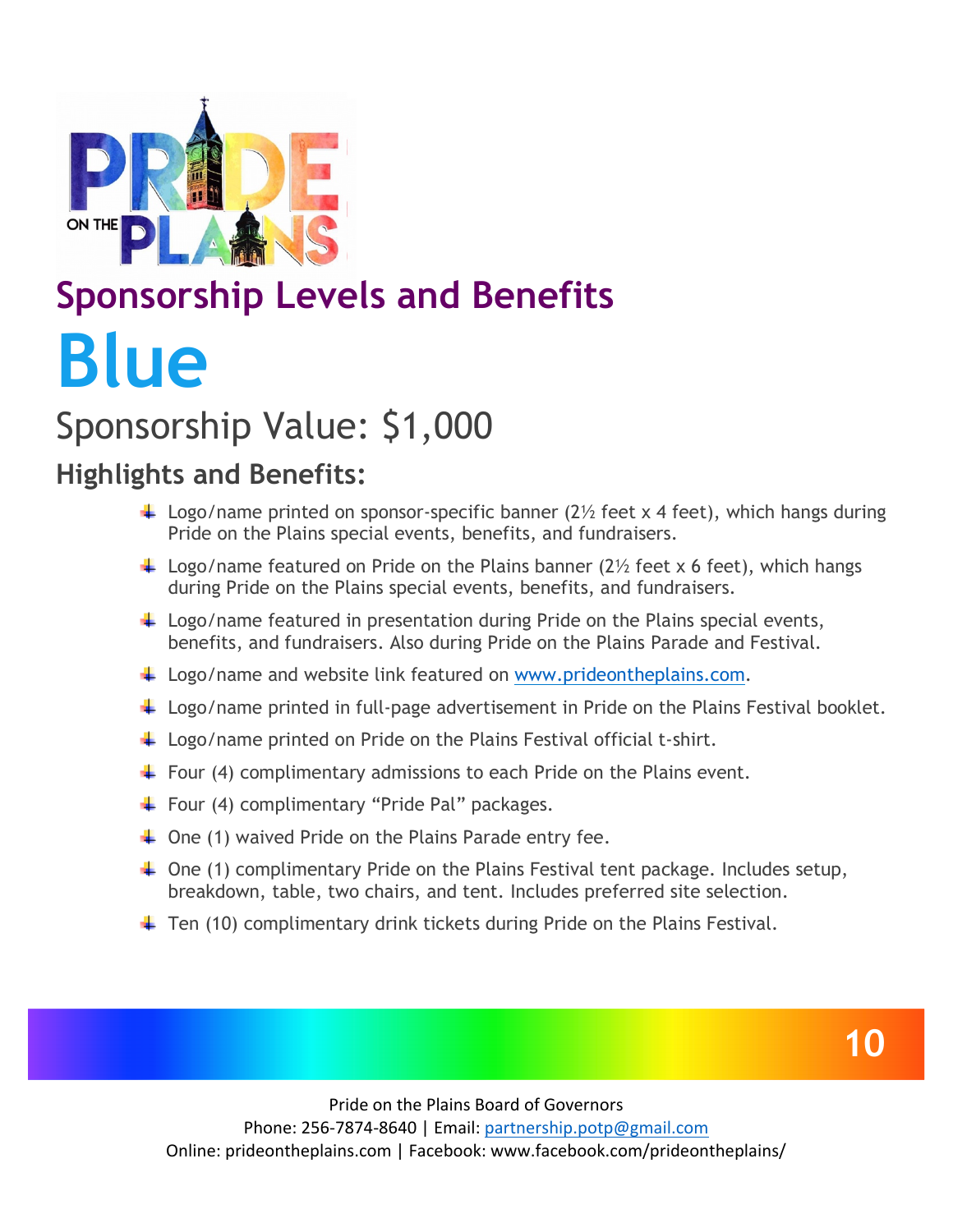## Sponsorship Levels and Benefits

# Blue

### Sponsorship Value: $1,000

### Highlights and Benefits:

- Logo/name printed on sponsor-specific banner (2½ feet x 4 feet), which hangs during Pride on the Plains special events, benefits, and fundraisers.
- Logo/name featured on Pride on the Plains banner (2½ feet x 6 feet), which hangs during Pride on the Plains special events, benefits, and fundraisers.
- Logo/name featured in presentation during Pride on the Plains special events, benefits, and fundraisers. Also during Pride on the Plains Parade and Festival.
- Logo/name and website link featured on [www.prideontheplains.com](http://www.prideontheplains.com).
- Logo/name printed in full-page advertisement in Pride on the Plains Festival booklet.
- Logo/name printed on Pride on the Plains Festival official t-shirt.
- Four (4) complimentary admissions to each Pride on the Plains event.
- Four (4) complimentary "Pride Pal" packages.
- One (1) waived Pride on the Plains Parade entry fee.
- One (1) complimentary Pride on the Plains Festival tent package. Includes setup, breakdown, table, two chairs, and tent. Includes preferred site selection.
- Ten (10) complimentary drink tickets during Pride on the Plains Festival.

Pride on the Plains Board of Governors
Phone: 256-7874-8640 | Email: partnership.potp@gmail.com
Online: prideontheplains.com | Facebook: www.facebook.com/prideontheplains/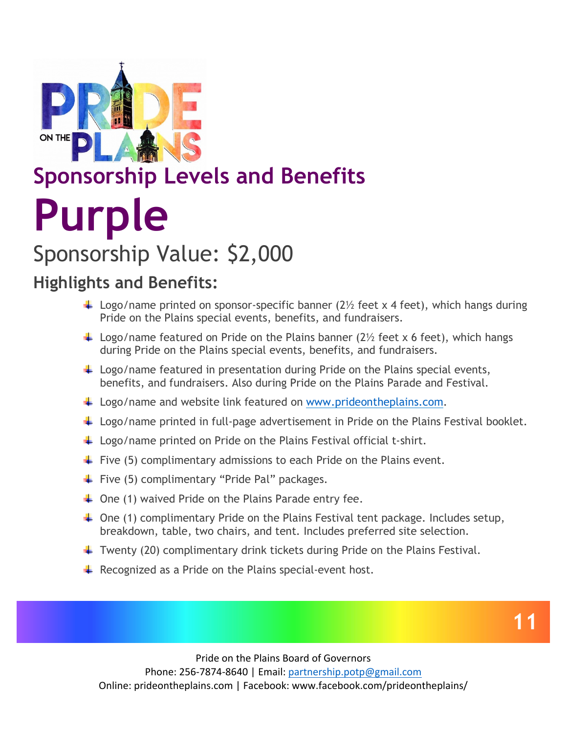## Sponsorship Levels and Benefits

# Purple

Sponsorship Value: $2,000

### Highlights and Benefits:

- Logo/name printed on sponsor-specific banner (2½ feet x 4 feet), which hangs during Pride on the Plains special events, benefits, and fundraisers.
- Logo/name featured on Pride on the Plains banner (2½ feet x 6 feet), which hangs during Pride on the Plains special events, benefits, and fundraisers.
- Logo/name featured in presentation during Pride on the Plains special events, benefits, and fundraisers. Also during Pride on the Plains Parade and Festival.
- Logo/name and website link featured on www.prideontheplains.com.
- Logo/name printed in full-page advertisement in Pride on the Plains Festival booklet.
- Logo/name printed on Pride on the Plains Festival official t-shirt.
- Five (5) complimentary admissions to each Pride on the Plains event.
- Five (5) complimentary "Pride Pal" packages.
- One (1) waived Pride on the Plains Parade entry fee.
- One (1) complimentary Pride on the Plains Festival tent package. Includes setup, breakdown, table, two chairs, and tent. Includes preferred site selection.
- Twenty (20) complimentary drink tickets during Pride on the Plains Festival.
- Recognized as a Pride on the Plains special-event host.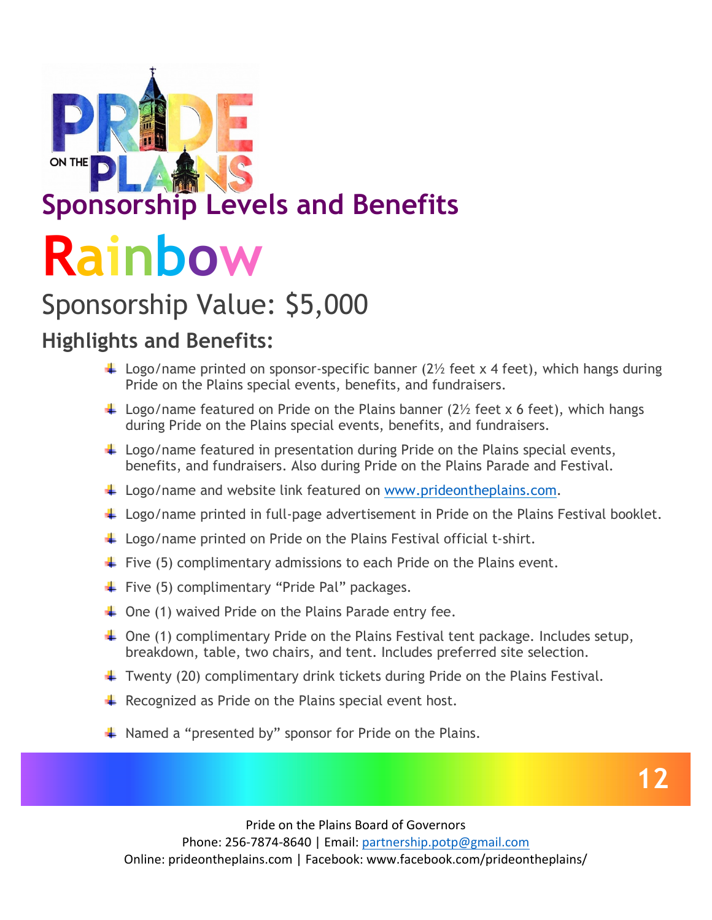## Sponsorship Levels and Benefits

# Rainbow

### Sponsorship Value: $5,000

#### Highlights and Benefits:

- Logo/name printed on sponsor-specific banner (2½ feet x 4 feet), which hangs during Pride on the Plains special events, benefits, and fundraisers.
- Logo/name featured on Pride on the Plains banner (2½ feet x 6 feet), which hangs during Pride on the Plains special events, benefits, and fundraisers.
- Logo/name featured in presentation during Pride on the Plains special events, benefits, and fundraisers. Also during Pride on the Plains Parade and Festival.
- Logo/name and website link featured on www.prideontheplains.com.
- Logo/name printed in full-page advertisement in Pride on the Plains Festival booklet.
- Logo/name printed on Pride on the Plains Festival official t-shirt.
- Five (5) complimentary admissions to each Pride on the Plains event.
- Five (5) complimentary "Pride Pal" packages.
- One (1) waived Pride on the Plains Parade entry fee.
- One (1) complimentary Pride on the Plains Festival tent package. Includes setup, breakdown, table, two chairs, and tent. Includes preferred site selection.
- Twenty (20) complimentary drink tickets during Pride on the Plains Festival.
- Recognized as Pride on the Plains special event host.
- Named a "presented by" sponsor for Pride on the Plains.

Pride on the Plains Board of Governors
Phone: 256-7874-8640 | Email: partnership.potp@gmail.com
Online: prideontheplains.com | Facebook: www.facebook.com/prideontheplains/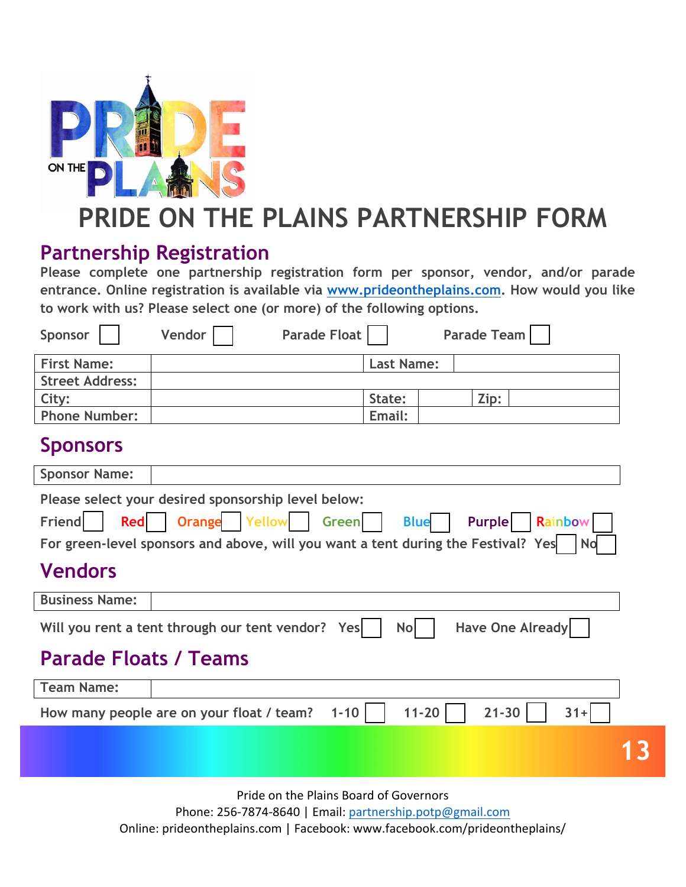# PRIDE ON THE PLAINS PARTNERSHIP FORM

## Partnership Registration

**Please complete one partnership registration form per sponsor, vendor, and/or parade entrance. Online registration is available via www.prideontheplains.com. How would you like to work with us? Please select one (or more) of the following options.**

Sponsor ☐ Vendor ☐ Parade Float ☐ Parade Team ☐

| | | | | | |
|---|---|---|---|---|---|
| First Name: | | Last Name: | | | |
| Street Address: | | | | | |
| City: | | State: | | Zip: | |
| Phone Number: | | Email: | | | |

## Sponsors

| | |
|---|---|
| Sponsor Name: | |

Please select your desired sponsorship level below:

Friend ☐ Red ☐ Orange ☐ Yellow ☐ Green ☐ Blue ☐ Purple ☐ Rainbow ☐

For green-level sponsors and above, will you want a tent during the Festival? Yes ☐ No ☐

## Vendors

| | |
|---|---|
| Business Name: | |

Will you rent a tent through our tent vendor? Yes ☐ No ☐ Have One Already ☐

## Parade Floats / Teams

| | |
|---|---|
| Team Name: | |

How many people are on your float / team? 1-10 ☐ 11-20 ☐ 21-30 ☐ 31+ ☐

Pride on the Plains Board of Governors
Phone: 256-7874-8640 | Email: partnership.potp@gmail.com
Online: prideontheplains.com | Facebook: www.facebook.com/prideontheplains/